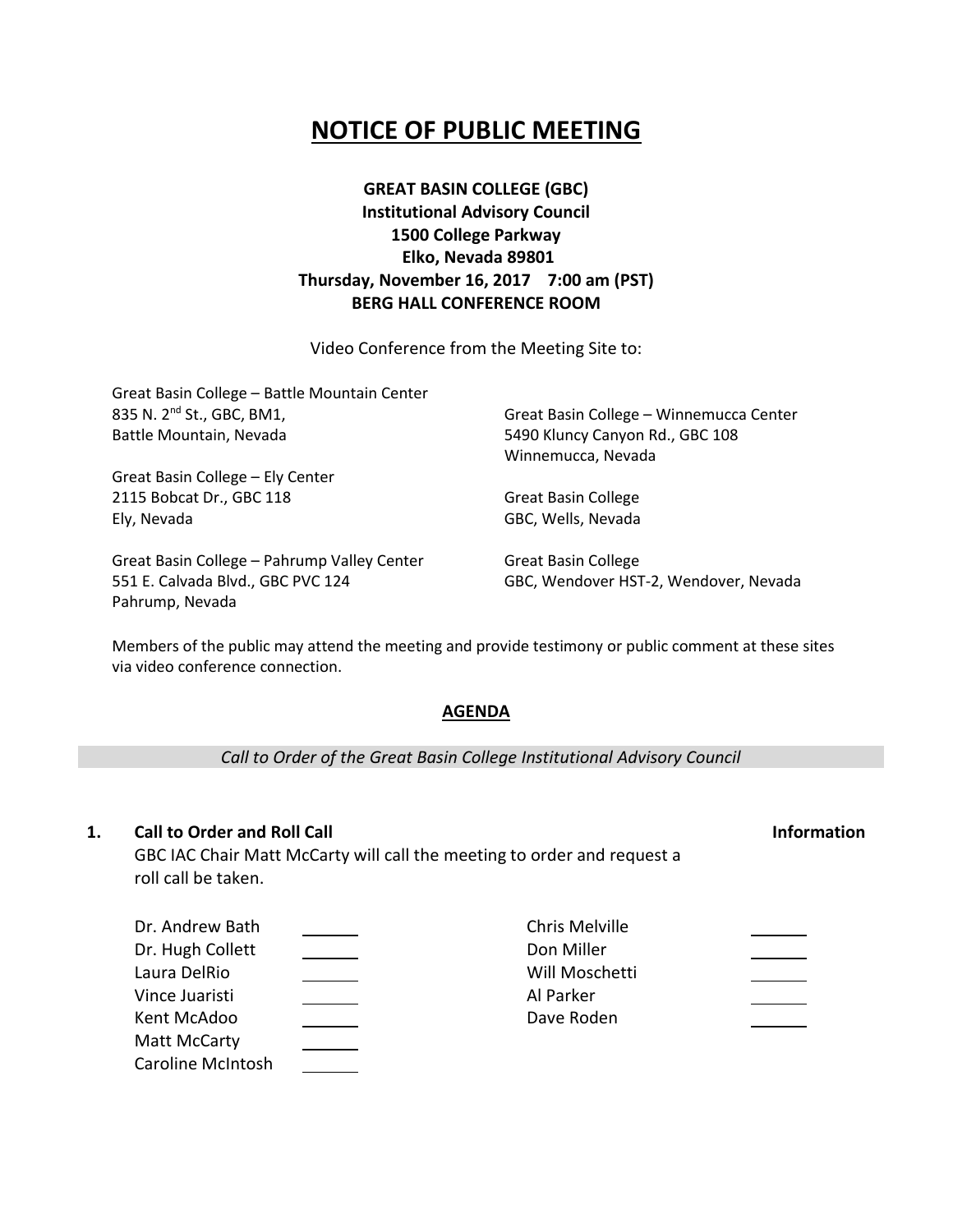# NOTICE OF PUBLIC MEETING

**GREAT BASIN COLLEGE (GBC)**
**Institutional Advisory Council**
**1500 College Parkway**
**Elko, Nevada 89801**
**Thursday, November 16, 2017 7:00 am (PST)**
**BERG HALL CONFERENCE ROOM**

Video Conference from the Meeting Site to:

Great Basin College – Battle Mountain Center
835 N. 2nd St., GBC, BM1,
Battle Mountain, Nevada

Great Basin College – Ely Center
2115 Bobcat Dr., GBC 118
Ely, Nevada

Great Basin College – Pahrump Valley Center
551 E. Calvada Blvd., GBC PVC 124
Pahrump, Nevada

Great Basin College – Winnemucca Center
5490 Kluncy Canyon Rd., GBC 108
Winnemucca, Nevada

Great Basin College
GBC, Wells, Nevada

Great Basin College
GBC, Wendover HST-2, Wendover, Nevada

Members of the public may attend the meeting and provide testimony or public comment at these sites via video conference connection.

## AGENDA

*Call to Order of the Great Basin College Institutional Advisory Council*

**1. Call to Order and Roll Call** **Information**

GBC IAC Chair Matt McCarty will call the meeting to order and request a roll call be taken.

| | | | |
|---|---|---|---|
| Dr. Andrew Bath | ______ | Chris Melville | ______ |
| Dr. Hugh Collett | ______ | Don Miller | ______ |
| Laura DelRio | ______ | Will Moschetti | ______ |
| Vince Juaristi | ______ | Al Parker | ______ |
| Kent McAdoo | ______ | Dave Roden | ______ |
| Matt McCarty | ______ | | |
| Caroline McIntosh | ______ | | |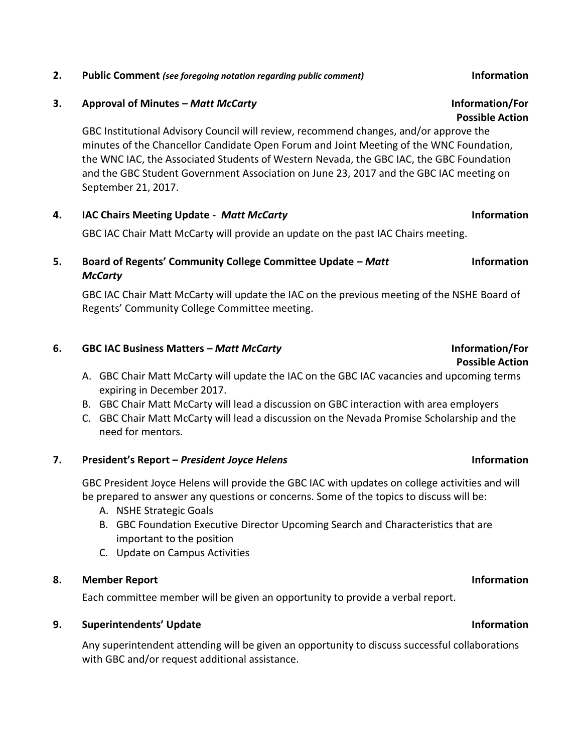**2. Public Comment** *(see foregoing notation regarding public comment)* **Information**

**3. Approval of Minutes – *Matt McCarty*** **Information/For Possible Action**

GBC Institutional Advisory Council will review, recommend changes, and/or approve the minutes of the Chancellor Candidate Open Forum and Joint Meeting of the WNC Foundation, the WNC IAC, the Associated Students of Western Nevada, the GBC IAC, the GBC Foundation and the GBC Student Government Association on June 23, 2017 and the GBC IAC meeting on September 21, 2017.

**4. IAC Chairs Meeting Update - *Matt McCarty*** **Information**

GBC IAC Chair Matt McCarty will provide an update on the past IAC Chairs meeting.

**5. Board of Regents' Community College Committee Update – *Matt McCarty*** **Information**

GBC IAC Chair Matt McCarty will update the IAC on the previous meeting of the NSHE Board of Regents' Community College Committee meeting.

**6. GBC IAC Business Matters – *Matt McCarty*** **Information/For Possible Action**

A. GBC Chair Matt McCarty will update the IAC on the GBC IAC vacancies and upcoming terms expiring in December 2017.
B. GBC Chair Matt McCarty will lead a discussion on GBC interaction with area employers
C. GBC Chair Matt McCarty will lead a discussion on the Nevada Promise Scholarship and the need for mentors.

**7. President's Report – *President Joyce Helens*** **Information**

GBC President Joyce Helens will provide the GBC IAC with updates on college activities and will be prepared to answer any questions or concerns. Some of the topics to discuss will be:

A. NSHE Strategic Goals
B. GBC Foundation Executive Director Upcoming Search and Characteristics that are important to the position
C. Update on Campus Activities

**8. Member Report** **Information**

Each committee member will be given an opportunity to provide a verbal report.

**9. Superintendents' Update** **Information**

Any superintendent attending will be given an opportunity to discuss successful collaborations with GBC and/or request additional assistance.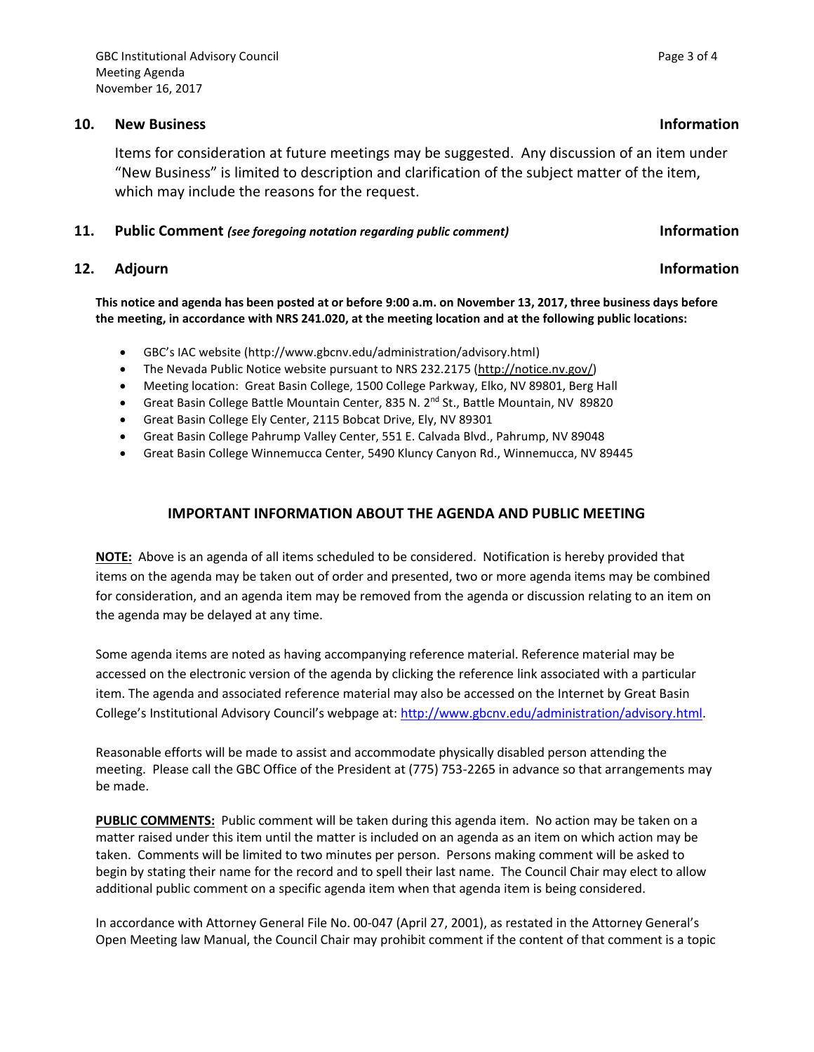**10. New Business** **Information**

Items for consideration at future meetings may be suggested. Any discussion of an item under "New Business" is limited to description and clarification of the subject matter of the item, which may include the reasons for the request.

**11. Public Comment** ***(see foregoing notation regarding public comment)*** **Information**

**12. Adjourn** **Information**

**This notice and agenda has been posted at or before 9:00 a.m. on November 13, 2017, three business days before the meeting, in accordance with NRS 241.020, at the meeting location and at the following public locations:**

- GBC's IAC website (http://www.gbcnv.edu/administration/advisory.html)
- The Nevada Public Notice website pursuant to NRS 232.2175 (http://notice.nv.gov/)
- Meeting location: Great Basin College, 1500 College Parkway, Elko, NV 89801, Berg Hall
- Great Basin College Battle Mountain Center, 835 N. 2nd St., Battle Mountain, NV 89820
- Great Basin College Ely Center, 2115 Bobcat Drive, Ely, NV 89301
- Great Basin College Pahrump Valley Center, 551 E. Calvada Blvd., Pahrump, NV 89048
- Great Basin College Winnemucca Center, 5490 Kluncy Canyon Rd., Winnemucca, NV 89445

## IMPORTANT INFORMATION ABOUT THE AGENDA AND PUBLIC MEETING

**NOTE:** Above is an agenda of all items scheduled to be considered. Notification is hereby provided that items on the agenda may be taken out of order and presented, two or more agenda items may be combined for consideration, and an agenda item may be removed from the agenda or discussion relating to an item on the agenda may be delayed at any time.

Some agenda items are noted as having accompanying reference material. Reference material may be accessed on the electronic version of the agenda by clicking the reference link associated with a particular item. The agenda and associated reference material may also be accessed on the Internet by Great Basin College's Institutional Advisory Council's webpage at: http://www.gbcnv.edu/administration/advisory.html.

Reasonable efforts will be made to assist and accommodate physically disabled person attending the meeting. Please call the GBC Office of the President at (775) 753-2265 in advance so that arrangements may be made.

**PUBLIC COMMENTS:** Public comment will be taken during this agenda item. No action may be taken on a matter raised under this item until the matter is included on an agenda as an item on which action may be taken. Comments will be limited to two minutes per person. Persons making comment will be asked to begin by stating their name for the record and to spell their last name. The Council Chair may elect to allow additional public comment on a specific agenda item when that agenda item is being considered.

In accordance with Attorney General File No. 00-047 (April 27, 2001), as restated in the Attorney General's Open Meeting law Manual, the Council Chair may prohibit comment if the content of that comment is a topic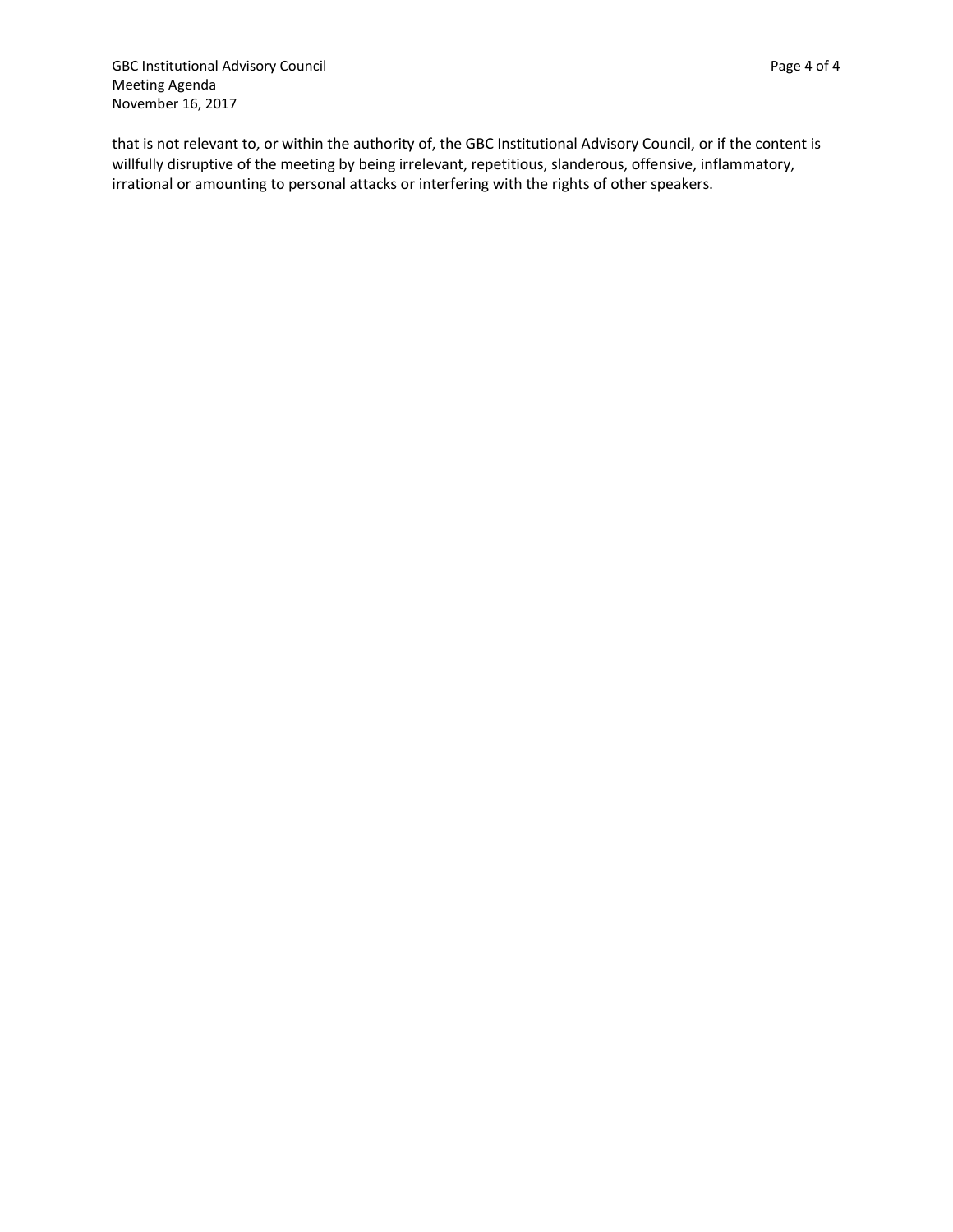that is not relevant to, or within the authority of, the GBC Institutional Advisory Council, or if the content is willfully disruptive of the meeting by being irrelevant, repetitious, slanderous, offensive, inflammatory, irrational or amounting to personal attacks or interfering with the rights of other speakers.